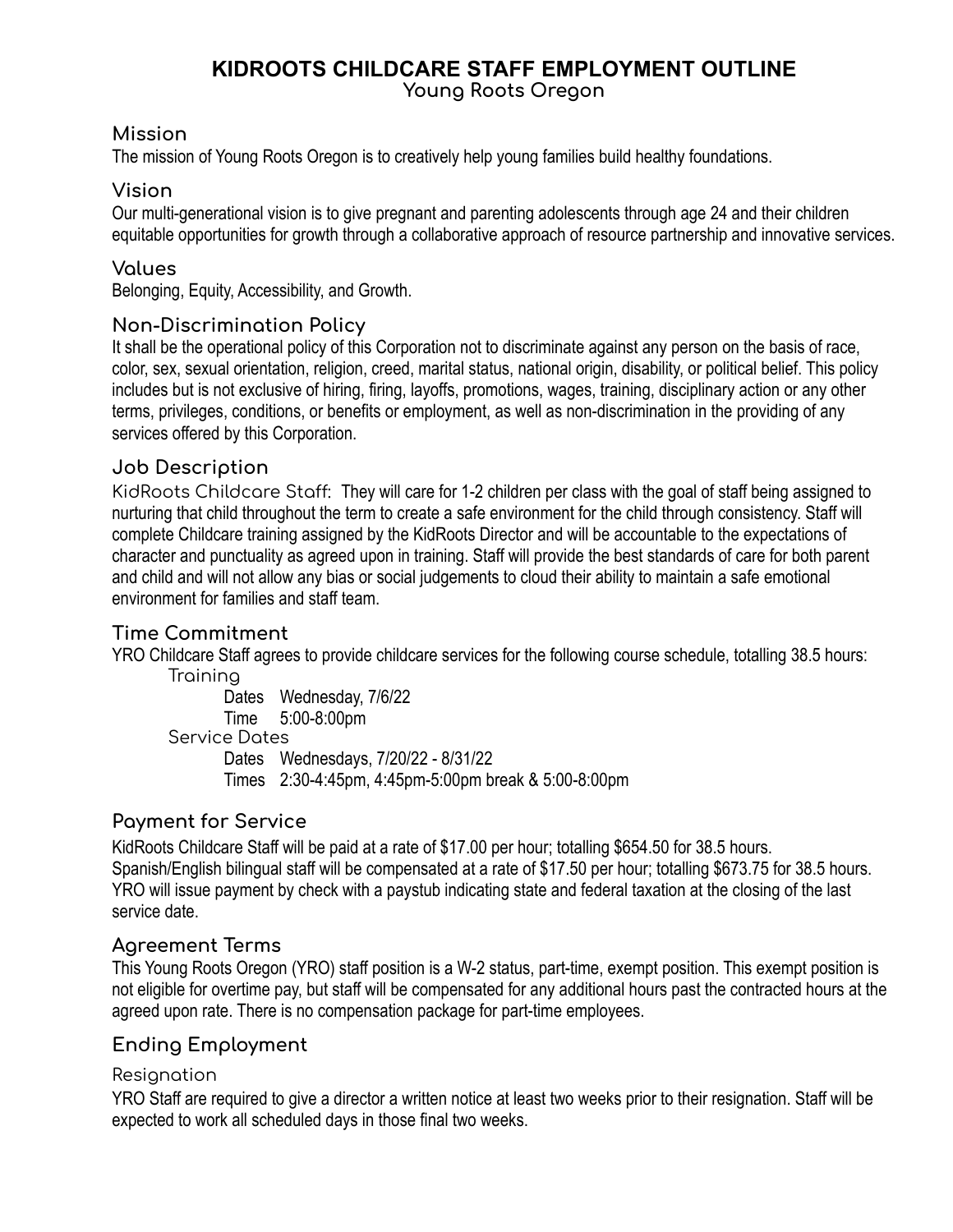# KIDROOTS CHILDCARE STAFF EMPLOYMENT OUTLINE

Young Roots Oregon

## Mission

The mission of Young Roots Oregon is to creatively help young families build healthy foundations.

## Vision

Our multi-generational vision is to give pregnant and parenting adolescents through age 24 and their children equitable opportunities for growth through a collaborative approach of resource partnership and innovative services.

## Values

Belonging, Equity, Accessibility, and Growth.

## Non-Discrimination Policy

It shall be the operational policy of this Corporation not to discriminate against any person on the basis of race, color, sex, sexual orientation, religion, creed, marital status, national origin, disability, or political belief. This policy includes but is not exclusive of hiring, firing, layoffs, promotions, wages, training, disciplinary action or any other terms, privileges, conditions, or benefits or employment, as well as non-discrimination in the providing of any services offered by this Corporation.

## Job Description

KidRoots Childcare Staff: They will care for 1-2 children per class with the goal of staff being assigned to nurturing that child throughout the term to create a safe environment for the child through consistency. Staff will complete Childcare training assigned by the KidRoots Director and will be accountable to the expectations of character and punctuality as agreed upon in training. Staff will provide the best standards of care for both parent and child and will not allow any bias or social judgements to cloud their ability to maintain a safe emotional environment for families and staff team.

## Time Commitment

YRO Childcare Staff agrees to provide childcare services for the following course schedule, totalling 38.5 hours:

### Training

Dates Wednesday, 7/6/22

Time 5:00-8:00pm

### Service Dates

Dates Wednesdays, 7/20/22 - 8/31/22

Times 2:30-4:45pm, 4:45pm-5:00pm break & 5:00-8:00pm

## Payment for Service

KidRoots Childcare Staff will be paid at a rate of $17.00 per hour; totalling $654.50 for 38.5 hours.
Spanish/English bilingual staff will be compensated at a rate of $17.50 per hour; totalling $673.75 for 38.5 hours.
YRO will issue payment by check with a paystub indicating state and federal taxation at the closing of the last service date.

## Agreement Terms

This Young Roots Oregon (YRO) staff position is a W-2 status, part-time, exempt position. This exempt position is not eligible for overtime pay, but staff will be compensated for any additional hours past the contracted hours at the agreed upon rate. There is no compensation package for part-time employees.

## Ending Employment

### Resignation

YRO Staff are required to give a director a written notice at least two weeks prior to their resignation. Staff will be expected to work all scheduled days in those final two weeks.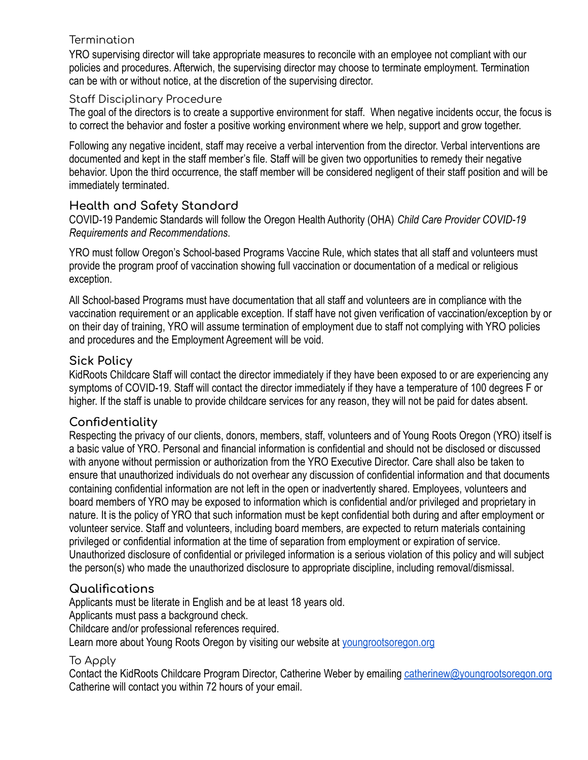### Termination

YRO supervising director will take appropriate measures to reconcile with an employee not compliant with our policies and procedures. Afterwich, the supervising director may choose to terminate employment. Termination can be with or without notice, at the discretion of the supervising director.

### Staff Disciplinary Procedure

The goal of the directors is to create a supportive environment for staff. When negative incidents occur, the focus is to correct the behavior and foster a positive working environment where we help, support and grow together.

Following any negative incident, staff may receive a verbal intervention from the director. Verbal interventions are documented and kept in the staff member's file. Staff will be given two opportunities to remedy their negative behavior. Upon the third occurrence, the staff member will be considered negligent of their staff position and will be immediately terminated.

## Health and Safety Standard

COVID-19 Pandemic Standards will follow the Oregon Health Authority (OHA) *Child Care Provider COVID-19 Requirements and Recommendations*.

YRO must follow Oregon's School-based Programs Vaccine Rule, which states that all staff and volunteers must provide the program proof of vaccination showing full vaccination or documentation of a medical or religious exception.

All School-based Programs must have documentation that all staff and volunteers are in compliance with the vaccination requirement or an applicable exception. If staff have not given verification of vaccination/exception by or on their day of training, YRO will assume termination of employment due to staff not complying with YRO policies and procedures and the Employment Agreement will be void.

## Sick Policy

KidRoots Childcare Staff will contact the director immediately if they have been exposed to or are experiencing any symptoms of COVID-19. Staff will contact the director immediately if they have a temperature of 100 degrees F or higher. If the staff is unable to provide childcare services for any reason, they will not be paid for dates absent.

## Confidentiality

Respecting the privacy of our clients, donors, members, staff, volunteers and of Young Roots Oregon (YRO) itself is a basic value of YRO. Personal and financial information is confidential and should not be disclosed or discussed with anyone without permission or authorization from the YRO Executive Director. Care shall also be taken to ensure that unauthorized individuals do not overhear any discussion of confidential information and that documents containing confidential information are not left in the open or inadvertently shared. Employees, volunteers and board members of YRO may be exposed to information which is confidential and/or privileged and proprietary in nature. It is the policy of YRO that such information must be kept confidential both during and after employment or volunteer service. Staff and volunteers, including board members, are expected to return materials containing privileged or confidential information at the time of separation from employment or expiration of service. Unauthorized disclosure of confidential or privileged information is a serious violation of this policy and will subject the person(s) who made the unauthorized disclosure to appropriate discipline, including removal/dismissal.

## Qualifications

Applicants must be literate in English and be at least 18 years old.
Applicants must pass a background check.
Childcare and/or professional references required.
Learn more about Young Roots Oregon by visiting our website at [youngrootsoregon.org](youngrootsoregon.org)

### To Apply

Contact the KidRoots Childcare Program Director, Catherine Weber by emailing [catherinew@youngrootsoregon.org](mailto:catherinew@youngrootsoregon.org)
Catherine will contact you within 72 hours of your email.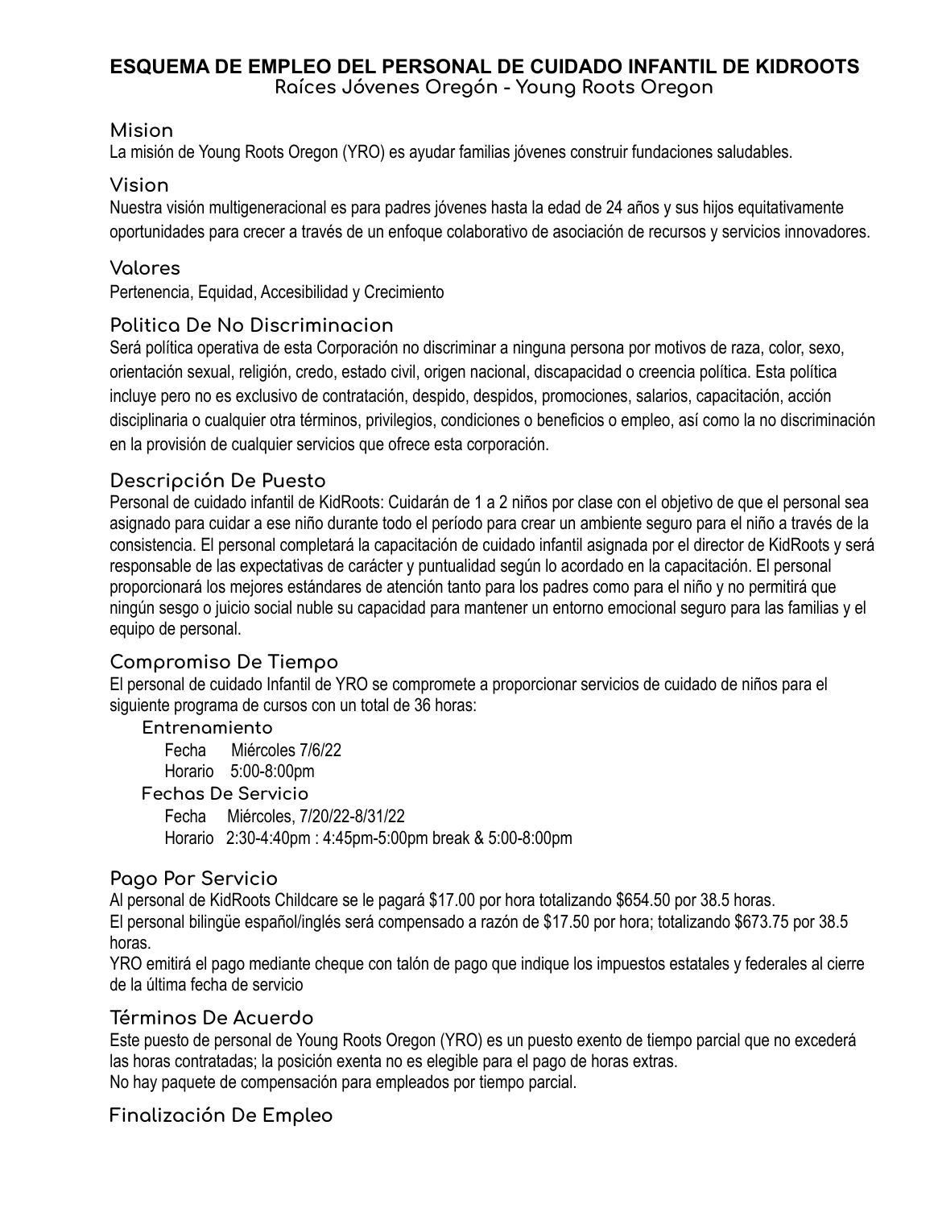# ESQUEMA DE EMPLEO DEL PERSONAL DE CUIDADO INFANTIL DE KIDROOTS

Raíces Jóvenes Oregón - Young Roots Oregon

## Mision

La misión de Young Roots Oregon (YRO) es ayudar familias jóvenes construir fundaciones saludables.

## Vision

Nuestra visión multigeneracional es para padres jóvenes hasta la edad de 24 años y sus hijos equitativamente oportunidades para crecer a través de un enfoque colaborativo de asociación de recursos y servicios innovadores.

## Valores

Pertenencia, Equidad, Accesibilidad y Crecimiento

## Politica De No Discriminacion

Será política operativa de esta Corporación no discriminar a ninguna persona por motivos de raza, color, sexo, orientación sexual, religión, credo, estado civil, origen nacional, discapacidad o creencia política. Esta política incluye pero no es exclusivo de contratación, despido, despidos, promociones, salarios, capacitación, acción disciplinaria o cualquier otra términos, privilegios, condiciones o beneficios o empleo, así como la no discriminación en la provisión de cualquier servicios que ofrece esta corporación.

## Descripción De Puesto

Personal de cuidado infantil de KidRoots: Cuidarán de 1 a 2 niños por clase con el objetivo de que el personal sea asignado para cuidar a ese niño durante todo el período para crear un ambiente seguro para el niño a través de la consistencia. El personal completará la capacitación de cuidado infantil asignada por el director de KidRoots y será responsable de las expectativas de carácter y puntualidad según lo acordado en la capacitación. El personal proporcionará los mejores estándares de atención tanto para los padres como para el niño y no permitirá que ningún sesgo o juicio social nuble su capacidad para mantener un entorno emocional seguro para las familias y el equipo de personal.

## Compromiso De Tiempo

El personal de cuidado Infantil de YRO se compromete a proporcionar servicios de cuidado de niños para el siguiente programa de cursos con un total de 36 horas:

### Entrenamiento

Fecha Miércoles 7/6/22

Horario 5:00-8:00pm

### Fechas De Servicio

Fecha Miércoles, 7/20/22-8/31/22

Horario 2:30-4:40pm : 4:45pm-5:00pm break & 5:00-8:00pm

## Pago Por Servicio

Al personal de KidRoots Childcare se le pagará $17.00 por hora totalizando $654.50 por 38.5 horas.

El personal bilingüe español/inglés será compensado a razón de $17.50 por hora; totalizando $673.75 por 38.5 horas.

YRO emitirá el pago mediante cheque con talón de pago que indique los impuestos estatales y federales al cierre de la última fecha de servicio

## Términos De Acuerdo

Este puesto de personal de Young Roots Oregon (YRO) es un puesto exento de tiempo parcial que no excederá las horas contratadas; la posición exenta no es elegible para el pago de horas extras.

No hay paquete de compensación para empleados por tiempo parcial.

## Finalización De Empleo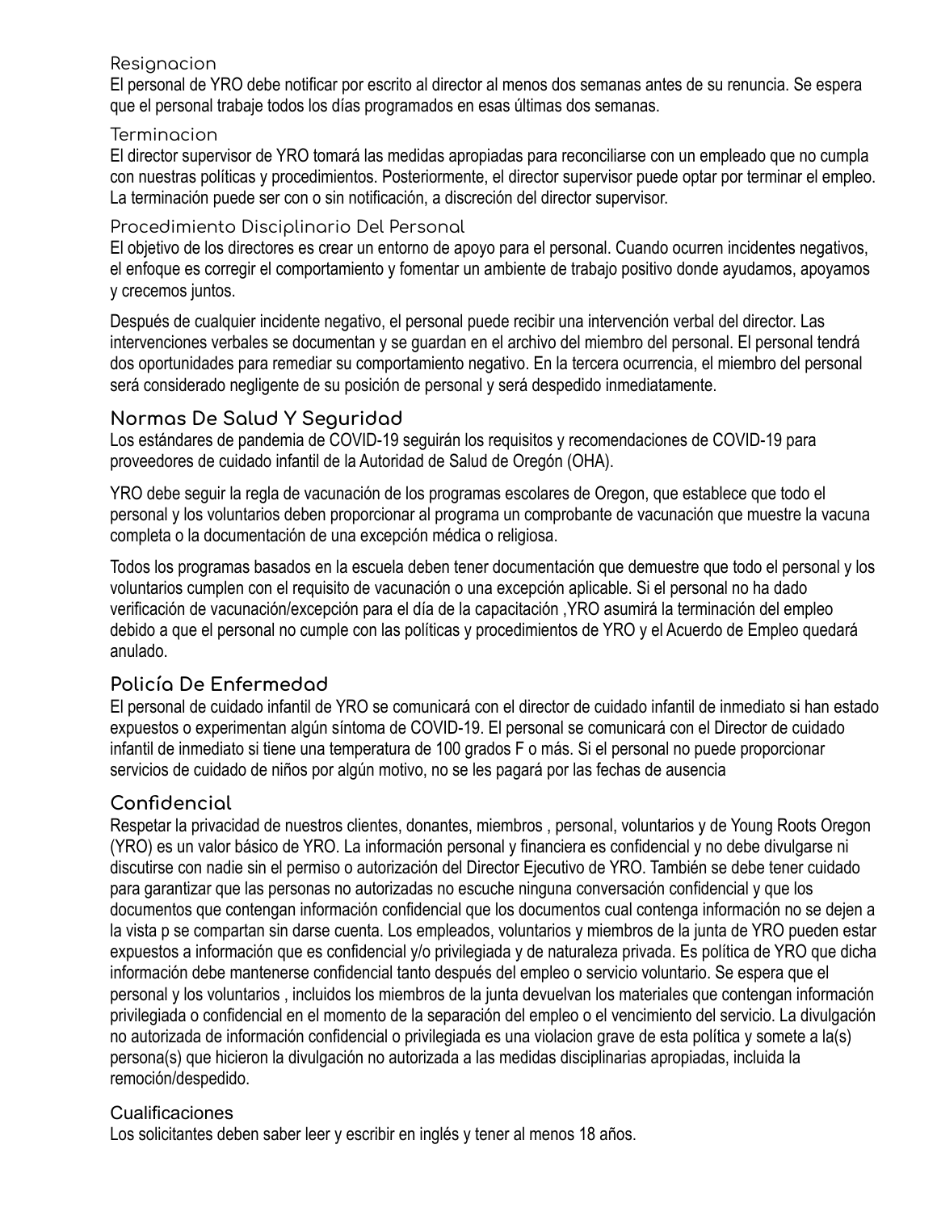### Resignacion

El personal de YRO debe notificar por escrito al director al menos dos semanas antes de su renuncia. Se espera que el personal trabaje todos los días programados en esas últimas dos semanas.

### Terminacion

El director supervisor de YRO tomará las medidas apropiadas para reconciliarse con un empleado que no cumpla con nuestras políticas y procedimientos. Posteriormente, el director supervisor puede optar por terminar el empleo. La terminación puede ser con o sin notificación, a discreción del director supervisor.

### Procedimiento Disciplinario Del Personal

El objetivo de los directores es crear un entorno de apoyo para el personal. Cuando ocurren incidentes negativos, el enfoque es corregir el comportamiento y fomentar un ambiente de trabajo positivo donde ayudamos, apoyamos y crecemos juntos.

Después de cualquier incidente negativo, el personal puede recibir una intervención verbal del director. Las intervenciones verbales se documentan y se guardan en el archivo del miembro del personal. El personal tendrá dos oportunidades para remediar su comportamiento negativo. En la tercera ocurrencia, el miembro del personal será considerado negligente de su posición de personal y será despedido inmediatamente.

## Normas De Salud Y Seguridad

Los estándares de pandemia de COVID-19 seguirán los requisitos y recomendaciones de COVID-19 para proveedores de cuidado infantil de la Autoridad de Salud de Oregón (OHA).

YRO debe seguir la regla de vacunación de los programas escolares de Oregon, que establece que todo el personal y los voluntarios deben proporcionar al programa un comprobante de vacunación que muestre la vacuna completa o la documentación de una excepción médica o religiosa.

Todos los programas basados en la escuela deben tener documentación que demuestre que todo el personal y los voluntarios cumplen con el requisito de vacunación o una excepción aplicable. Si el personal no ha dado verificación de vacunación/excepción para el día de la capacitación ,YRO asumirá la terminación del empleo debido a que el personal no cumple con las políticas y procedimientos de YRO y el Acuerdo de Empleo quedará anulado.

## Policía De Enfermedad

El personal de cuidado infantil de YRO se comunicará con el director de cuidado infantil de inmediato si han estado expuestos o experimentan algún síntoma de COVID-19. El personal se comunicará con el Director de cuidado infantil de inmediato si tiene una temperatura de 100 grados F o más. Si el personal no puede proporcionar servicios de cuidado de niños por algún motivo, no se les pagará por las fechas de ausencia

## Confidencial

Respetar la privacidad de nuestros clientes, donantes, miembros , personal, voluntarios y de Young Roots Oregon (YRO) es un valor básico de YRO. La información personal y financiera es confidencial y no debe divulgarse ni discutirse con nadie sin el permiso o autorización del Director Ejecutivo de YRO. También se debe tener cuidado para garantizar que las personas no autorizadas no escuche ninguna conversación confidencial y que los documentos que contengan información confidencial que los documentos cual contenga información no se dejen a la vista p se compartan sin darse cuenta. Los empleados, voluntarios y miembros de la junta de YRO pueden estar expuestos a información que es confidencial y/o privilegiada y de naturaleza privada. Es política de YRO que dicha información debe mantenerse confidencial tanto después del empleo o servicio voluntario. Se espera que el personal y los voluntarios , incluidos los miembros de la junta devuelvan los materiales que contengan información privilegiada o confidencial en el momento de la separación del empleo o el vencimiento del servicio. La divulgación no autorizada de información confidencial o privilegiada es una violacion grave de esta política y somete a la(s) persona(s) que hicieron la divulgación no autorizada a las medidas disciplinarias apropiadas, incluida la remoción/despedido.

### Cualificaciones

Los solicitantes deben saber leer y escribir en inglés y tener al menos 18 años.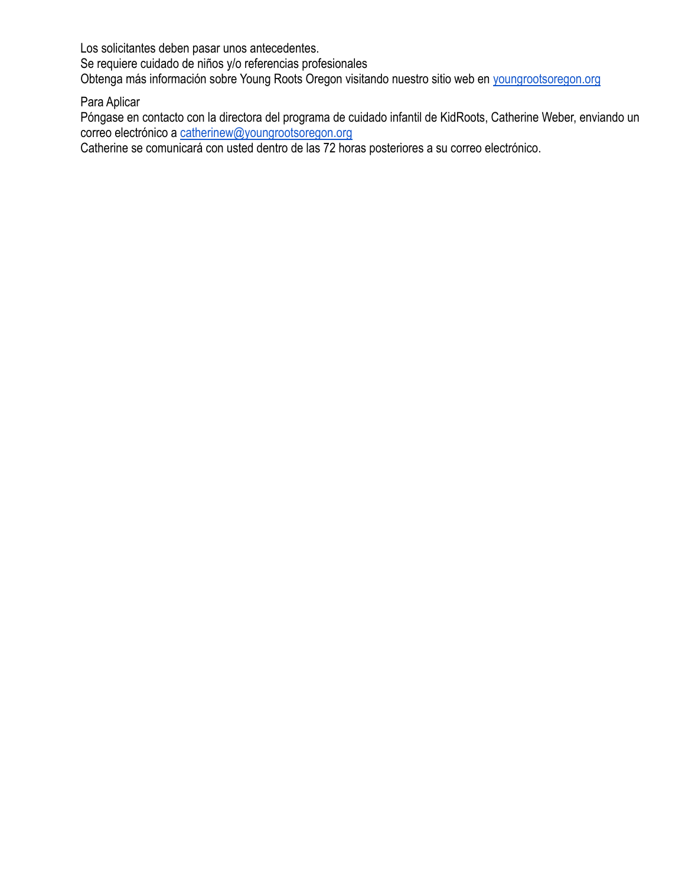Los solicitantes deben pasar unos antecedentes.
Se requiere cuidado de niños y/o referencias profesionales
Obtenga más información sobre Young Roots Oregon visitando nuestro sitio web en [youngrootsoregon.org](http://youngrootsoregon.org)

Para Aplicar
Póngase en contacto con la directora del programa de cuidado infantil de KidRoots, Catherine Weber, enviando un correo electrónico a [catherinew@youngrootsoregon.org](mailto:catherinew@youngrootsoregon.org)
Catherine se comunicará con usted dentro de las 72 horas posteriores a su correo electrónico.